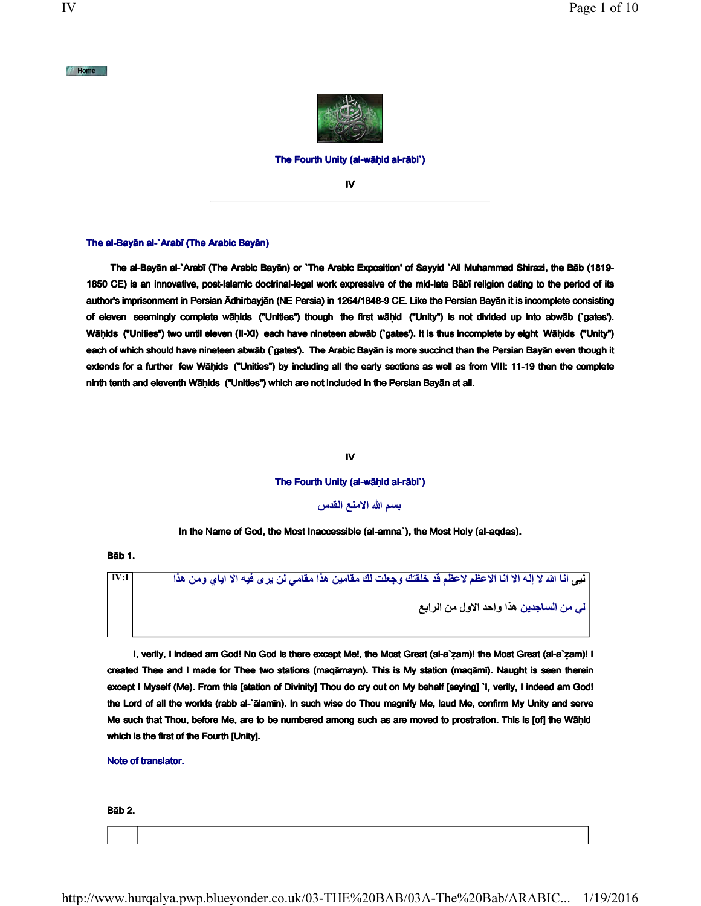Home

The Fourth Unity (al-wāḥid al-rābiʿ)

IV

---

### The al-Bayān al-ʿArabī (The Arabic Bayān)

**The al-Bayān al-ʿArabī (The Arabic Bayān) or ʿThe Arabic Exposition' of Sayyid ʿAli Muhammad Shirazi, the Bāb (1819-1850 CE) is an innovative, post-Islamic doctrinal-legal work expressive of the mid-late Bābī religion dating to the period of its author's imprisonment in Persian Ādhirbayjān (NE Persia) in 1264/1848-9 CE. Like the Persian Bayān it is incomplete consisting of eleven seemingly complete wāḥids ("Unities") though the first wāḥid ("Unity") is not divided up into abwāb (ʿgates'). Wāḥids ("Unities") two until eleven (II-XI) each have nineteen abwāb (ʿgates'). It is thus incomplete by eight Wāḥids ("Unity") each of which should have nineteen abwāb (ʿgates'). The Arabic Bayān is more succinct than the Persian Bayān even though it extends for a further few Wāḥids ("Unities") by including all the early sections as well as from VIII: 11-19 then the complete ninth tenth and eleventh Wāḥids ("Unities") which are not included in the Persian Bayān at all.**

IV

The Fourth Unity (al-wāḥid al-rābiʿ)

بسم الله الامنع القدس

In the Name of God, the Most Inaccessible (al-amnaʿ), the Most Holy (al-aqdas).

**Bāb 1.**

| IV:I | نيى انا الله لا إله الا انا الاعظم لاعظم قد خلقتك وجعلت لك مقامين هذا مقامي لن يرى فيه الا اياي ومن هذا لي من الساجدين هذا واحد الاول من الرابع |
|---|---|

**I, verily, I indeed am God! No God is there except Me!, the Most Great (al-aʿẓam)! the Most Great (al-aʿẓam)! I created Thee and I made for Thee two stations (maqāmayn). This is My station (maqāmī). Naught is seen therein except I Myself (Me). From this [station of Divinity] Thou do cry out on My behalf [saying] ʿI, verily, I indeed am God! the Lord of all the worlds (rabb al-ʿālamīn). In such wise do Thou magnify Me, laud Me, confirm My Unity and serve Me such that Thou, before Me, are to be numbered among such as are moved to prostration. This is [of] the Wāḥid which is the first of the Fourth [Unity].**

Note of translator.

**Bāb 2.**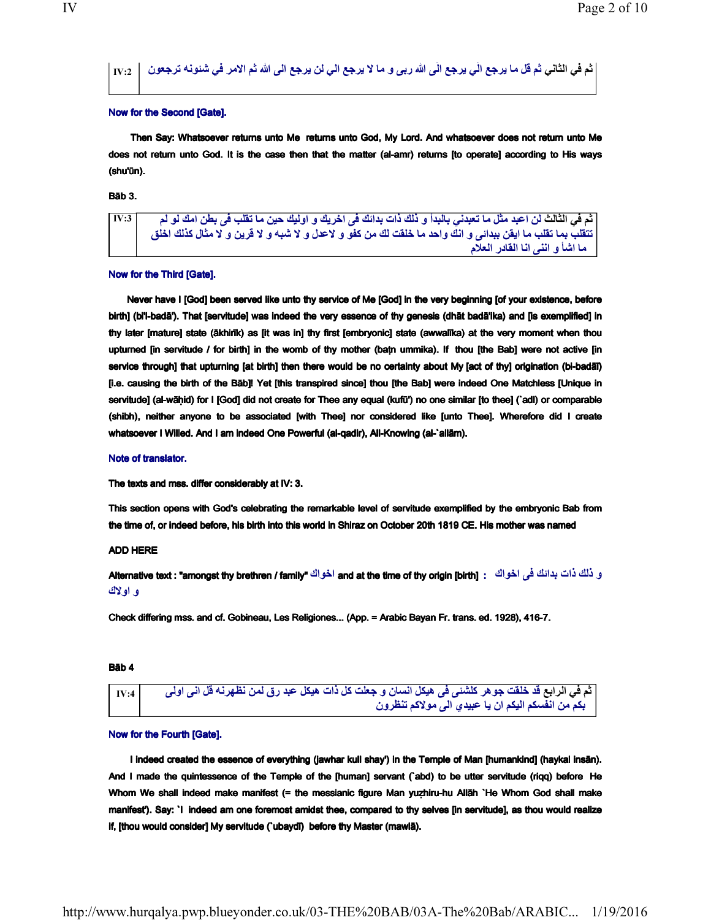| ثم في الثاني ثم قل ما يرجع الّي يرجع الى الله ربى و ما لا يرجع الي لن يرجع الى الله ثم الامر في شئونه ترجعون | IV:2 |
|---|---|

**Now for the Second [Gate].**

**Then Say: Whatsoever returns unto Me returns unto God, My Lord. And whatsoever does not return unto Me does not return unto God. It is the case then that the matter (al-amr) returns [to operate] according to His ways (shu'ūn).**

**Bāb 3.**

| ثم في الثالث لن اعبد مثل ما تعبدني بالبدأ و ذلك ذات بدائك فى اخريك و اوليك حين ما تقلب فى بطن امك لو لم تتقلّب بما تقلب ما ايقن ببدائى و انك واحد ما خلقت لك من كفو و لاعدل و لا شبه و لا قرين و لا مثال كذلك اخلق ما اشأ و اننى انا القادر العلام | IV:3 |
|---|---|

**Now for the Third [Gate].**

**Never have I [God] been served like unto thy service of Me [God] in the very beginning [of your existence, before birth] (bi'l-badā'). That [servitude] was indeed the very essence of thy genesis (dhāt badā'ika) and [is exemplified] in thy later [mature] state (ākhirīk) as [it was in] thy first [embryonic] state (awwalīka) at the very moment when thou upturned [in servitude / for birth] in the womb of thy mother (baṭn ummika). If thou [the Bab] were not active [in service through] that upturning [at birth] then there would be no certainty about My [act of thy] origination (bi-badā'ī) [i.e. causing the birth of the Bāb]! Yet [this transpired since] thou [the Bab] were indeed One Matchless [Unique in servitude] (al-wāḥid) for I [God] did not create for Thee any equal (kufū') no one similar [to thee] (`adl) or comparable (shibh), neither anyone to be associated [with Thee] nor considered like [unto Thee]. Wherefore did I create whatsoever I Willed. And I am indeed One Powerful (al-qadir), All-Knowing (al-`allām).**

**Note of translator.**

**The texts and mss. differ considerably at IV: 3.**

**This section opens with God's celebrating the remarkable level of servitude exemplified by the embryonic Bab from the time of, or indeed before, his birth into this world in Shiraz on October 20th 1819 CE. His mother was named**

**ADD HERE**

**Alternative text : "amongst thy brethren / family" اخواك and at the time of thy origin [birth] : و ذلك ذات بدائك فى اخواك و اولاك**

**Check differing mss. and cf. Gobineau, Les Religiones... (App. = Arabic Bayan Fr. trans. ed. 1928), 416-7.**

**Bāb 4**

| ثم في الرابع قد خلقت جوهر كلشئى فى هيكل انسان و جعلت كل ذات هيكل عبد رق لمن نظهرنه قل انى اولى بكم من انفسكم اليكم ان يا عبيدي الى مولاكم تنظرون | IV:4 |
|---|---|

**Now for the Fourth [Gate].**

**I indeed created the essence of everything (jawhar kull shay') in the Temple of Man [humankind] (haykal insān). And I made the quintessence of the Temple of the [human] servant (`abd) to be utter servitude (riqq) before He Whom We shall indeed make manifest (= the messianic figure Man yuẓhiru-hu Allāh `He Whom God shall make manifest'). Say: `I indeed am one foremost amidst thee, compared to thy selves [in servitude], as thou would realize if, [thou would consider] My servitude (`ubaydī) before thy Master (mawlā).**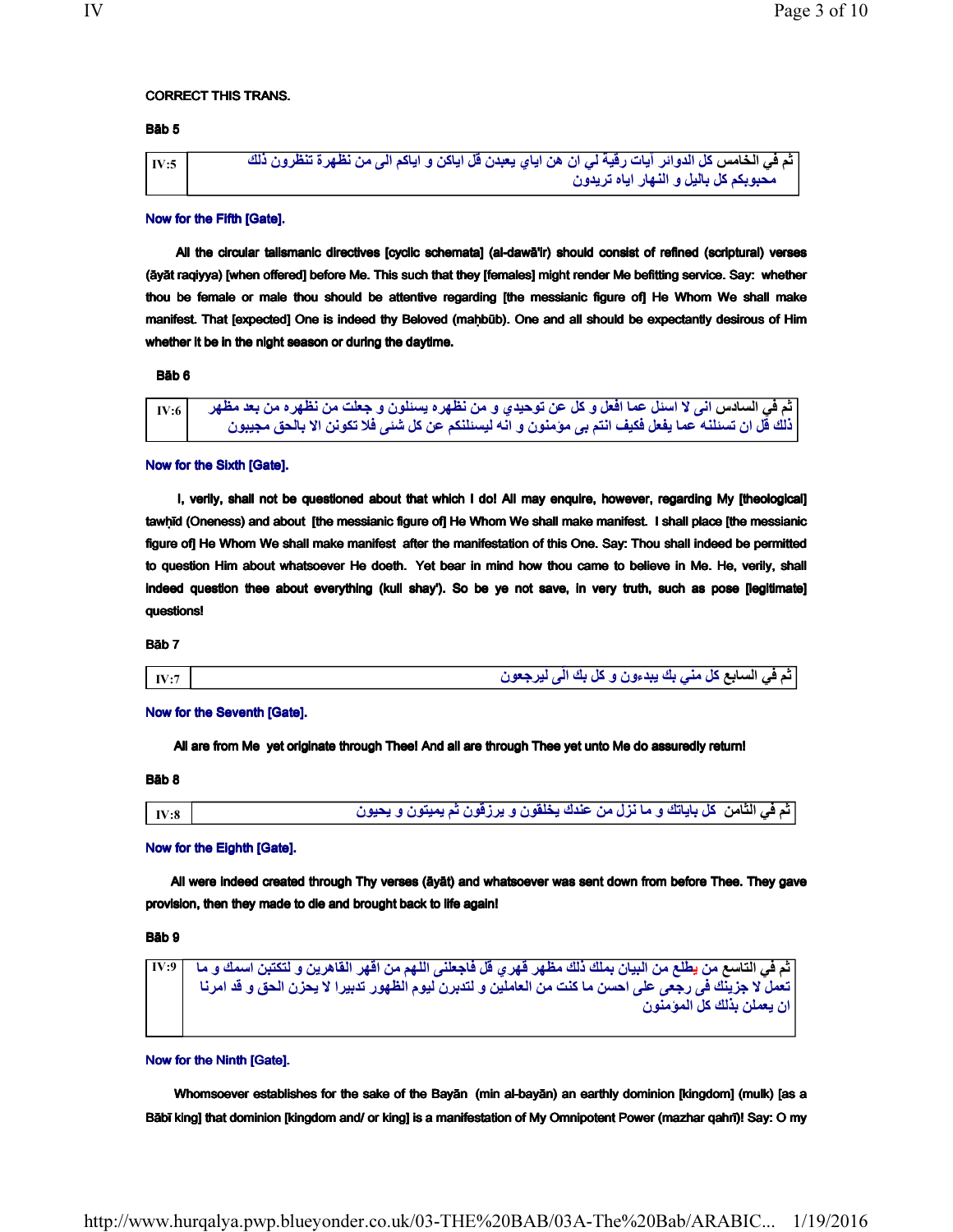CORRECT THIS TRANS.

**Bāb 5**

| IV:5 | ثم في الخامس كل الدوائر آيات رقية لي ان هن اياي يعبدن قل اياكن و اياكم الى من نظهرة تنظرون ذلك محبوبكم كل باليل و النهار اياه تريدون |
|---|---|

**Now for the Fifth [Gate].**

**All the circular talismanic directives [cyclic schemata] (al-dawā'ir) should consist of refined (scriptural) verses (āyāt raqiyya) [when offered] before Me. This such that they [females] might render Me befitting service. Say: whether thou be female or male thou should be attentive regarding [the messianic figure of] He Whom We shall make manifest. That [expected] One is indeed thy Beloved (maḥbūb). One and all should be expectantly desirous of Him whether it be in the night season or during the daytime.**

**Bāb 6**

| IV:6 | ثم في السادس انى لا اسئل عما افعل و كل عن توحيدي و من نظهره يسئلون و جعلت من نظهره من بعد مظهر ذلك قل ان تسئلنه عما يفعل فكيف انتم بى مؤمنون و انه ليسئلنكم عن كل شئ فلا تكونن الا بالحق مجيبون |
|---|---|

**Now for the Sixth [Gate].**

**I, verily, shall not be questioned about that which I do! All may enquire, however, regarding My [theological] tawḥīd (Oneness) and about [the messianic figure of] He Whom We shall make manifest. I shall place [the messianic figure of] He Whom We shall make manifest after the manifestation of this One. Say: Thou shall indeed be permitted to question Him about whatsoever He doeth. Yet bear in mind how thou came to believe in Me. He, verily, shall indeed question thee about everything (kull shay'). So be ye not save, in very truth, such as pose [legitimate] questions!**

**Bāb 7**

| IV:7 | ثم في السابع كل مني بك يبدءون و كل بك الى ليرجعون |
|---|---|

**Now for the Seventh [Gate].**

**All are from Me yet originate through Thee! And all are through Thee yet unto Me do assuredly return!**

**Bāb 8**

| IV:8 | ثم في الثامن كل باياتك و ما نزل من عندك يخلقون و يرزقون ثم يميتون و يحيون |
|---|---|

**Now for the Eighth [Gate].**

**All were indeed created through Thy verses (āyāt) and whatsoever was sent down from before Thee. They gave provision, then they made to die and brought back to life again!**

**Bāb 9**

| IV:9 | ثم في التاسع من يطلع من البيان بملك ذلك مظهر قهري قل فاجعلنى اللهم من اقهر القاهرين و لتكتبن اسمك و ما تعمل لا جزينك فى رجعى على احسن ما كنت من العاملين و لتدبرن ليوم الظهور تدبيرا لا يحزن الحق و قد امرنا ان يعملن بذلك كل المؤمنون |
|---|---|

**Now for the Ninth [Gate].**

**Whomsoever establishes for the sake of the Bayān (min al-bayān) an earthly dominion [kingdom] (mulk) [as a Bābī king] that dominion [kingdom and/ or king] is a manifestation of My Omnipotent Power (mazhar qahrī)! Say: O my**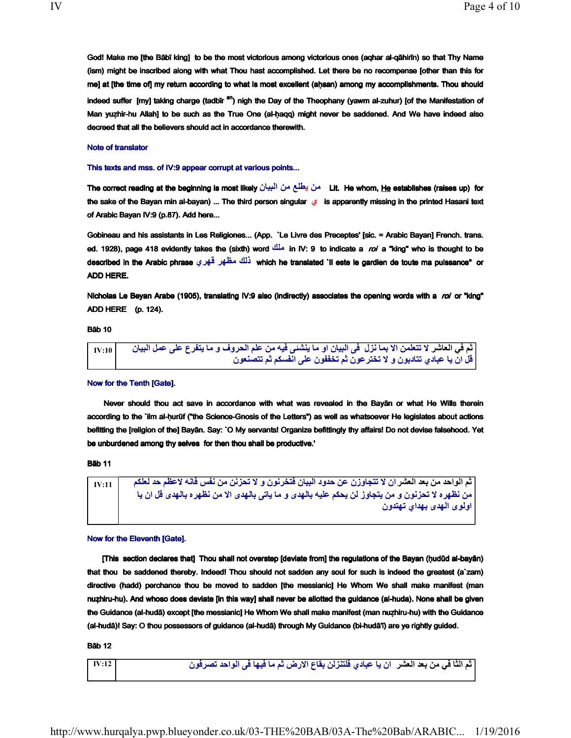God! Make me [the Bābī king] to be the most victorious among victorious ones (aqhar al-qāhirīn) so that Thy Name (ism) might be inscribed along with what Thou hast accomplished. Let there be no recompense [other than this for me] at [the time of] my return according to what is most excellent (aḥsan) among my accomplishments. Thou should indeed suffer [my] taking charge (tadbīr [an]) nigh the Day of the Theophany (yawm al-zuhur) [of the Manifestation of Man yuẓhir-hu Allah] to be such as the True One (al-ḥaqq) might never be saddened. And We have indeed also decreed that all the believers should act in accordance therewith.

Note of translator

This texts and mss. of IV:9 appear corrupt at various points...

The correct reading at the beginning is most likely من يطلع من البيان Lit. He whom, He establishes (raises up) for the sake of the Bayan min al-bayan) ... The third person singular ي is apparently missing in the printed Hasani text of Arabic Bayan IV:9 (p.87). Add here...

Gobineau and his assistants in Les Religiones... (App. `Le Livre des Preceptes' [sic. = Arabic Bayan] French. trans. ed. 1928), page 418 evidently takes the (sixth) word ملك in IV: 9 to indicate a *roi* a "king" who is thought to be described in the Arabic phrase ذلك مظهر قهري which he translated `Il este le gardien de toute ma puissance" or ADD HERE.

Nicholas Le Beyan Arabe (1905), translating IV:9 also (indirectly) associates the opening words with a *roi* or "king" ADD HERE (p. 124).

Bāb 10

| IV:10 | ثم في العاشر لا تتعلمن الا بما نزل فى البيان او ما ينشئى فيه من علم الحروف و ما يتفرع على عمل البيان قل ان يا عبادي تتادبون و لا تخترعون ثم تخففون على انفسكم ثم تتصنعون |
|---|---|

Now for the Tenth [Gate].

Never should thou act save in accordance with what was revealed in the Bayān or what He Wills therein according to the `ilm al-ḥurūf ("the Science-Gnosis of the Letters") as well as whatsoever He legislates about actions befitting the [religion of the] Bayān. Say: `O My servants! Organize befittingly thy affairs! Do not devise falsehood. Yet be unburdened among thy selves for then thou shall be productive.'

Bāb 11

| IV:11 | ثم الواحد من بعد العشر ان لا تتجاوزن عن حدود البيان فتحزنون و لا تحزنن من نفس فانه لاعظم حد لعلكم من نظهره لا تحزنون و من يتجاوز لن يحكم عليه بالهدى و ما ياتى بالهدى الا من نظهره بالهدى قل ان يا اولوى الهدى بهداي تهتدون |
|---|---|

Now for the Eleventh [Gate].

[This section declares that] Thou shall not overstep [deviate from] the regulations of the Bayan (ḥudūd al-bayān) that thou be saddened thereby. Indeed! Thou should not sadden any soul for such is indeed the greatest (a`zam) directive (hadd) perchance thou be moved to sadden [the messianic] He Whom We shall make manifest (man nuẓhiru-hu). And whoso does deviate [in this way] shall never be allotted the guidance (al-huda). None shall be given the Guidance (al-hudā) except [the messianic] He Whom We shall make manifest (man nuẓhiru-hu) with the Guidance (al-hudā)! Say: O thou possessors of guidance (al-hudā) through My Guidance (bi-hudā'ī) are ye rightly guided.

Bāb 12

| IV:12 | ثم الثا في من بعد العشر ان يا عبادي فلتنزلن بقاع الارض ثم ما فيها فى الواحد تصرفون |
|---|---|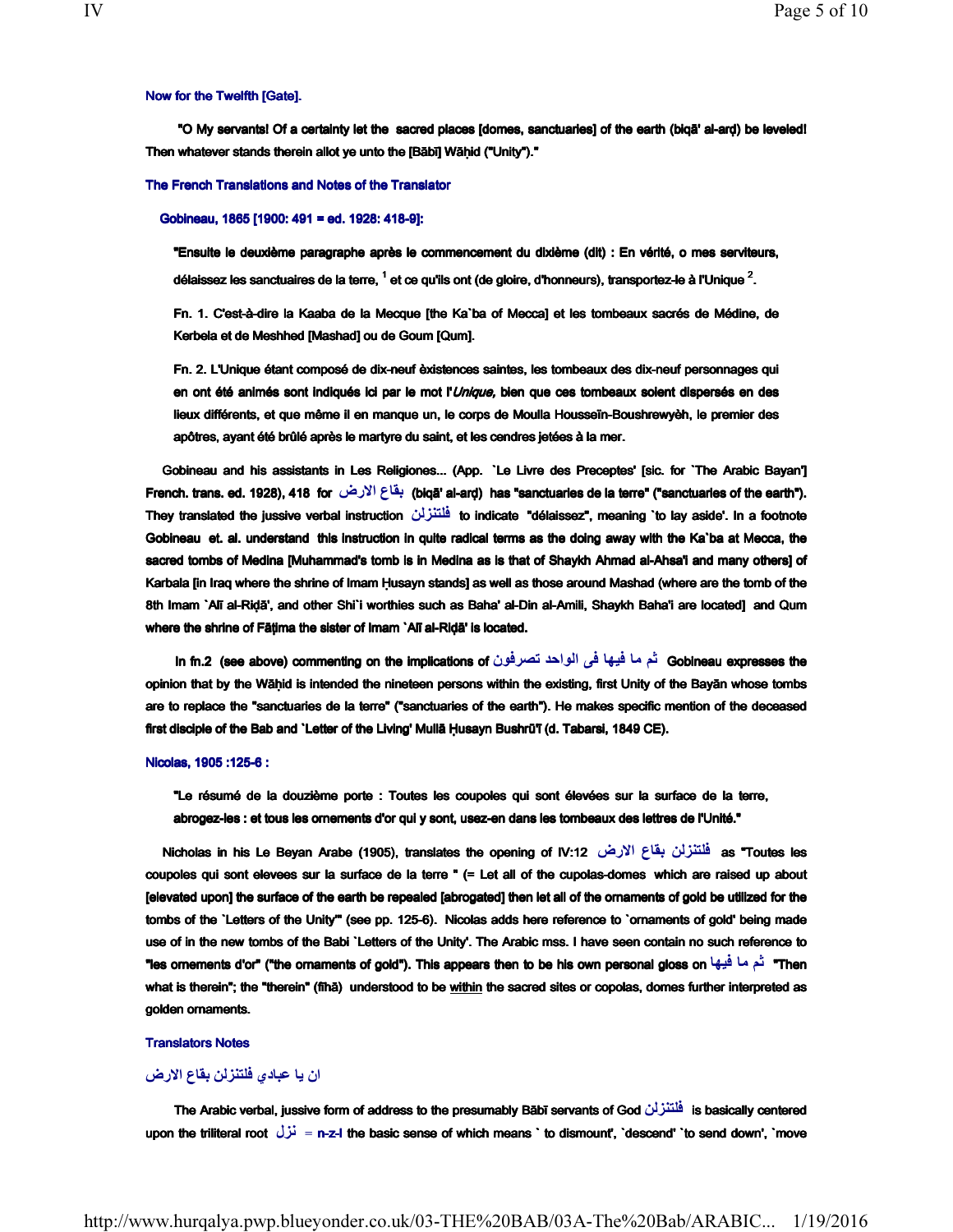**Now for the Twelfth [Gate].**

**"O My servants! Of a certainty let the sacred places [domes, sanctuaries] of the earth (biqā' al-arḍ) be leveled! Then whatever stands therein allot ye unto the [Bābī] Wāḥid ("Unity")."**

**The French Translations and Notes of the Translator**

**Gobineau, 1865 [1900: 491 = ed. 1928: 418-9]:**

> **"Ensuite le deuxième paragraphe après le commencement du dixième (dit) : En vérité, o mes serviteurs, délaissez les sanctuaires de la terre, [1] et ce qu'ils ont (de gloire, d'honneurs), transportez-le à l'Unique [2].**
>
> **Fn. 1. C'est-à-dire la Kaaba de la Mecque [the Ka`ba of Mecca] et les tombeaux sacrés de Médine, de Kerbela et de Meshhed [Mashad] ou de Goum [Qum].**
>
> **Fn. 2. L'Unique étant composé de dix-neuf èxistences saintes, les tombeaux des dix-neuf personnages qui en ont été animés sont indiqués ici par le mot l'*Unique,* bien que ces tombeaux soient dispersés en des lieux différents, et que même il en manque un, le corps de Moulla Housseïn-Boushrewyèh, le premier des apôtres, ayant été brûlé après le martyre du saint, et les cendres jetées à la mer.**

**Gobineau and his assistants in Les Religiones... (App. `Le Livre des Preceptes' [sic. for `The Arabic Bayan'] French. trans. ed. 1928), 418 for بقاع الارض (biqā' al-arḍ) has "sanctuaries de la terre" ("sanctuaries of the earth"). They translated the jussive verbal instruction فلتنزلن to indicate "délaissez", meaning `to lay aside'. In a footnote Gobineau et. al. understand this instruction in quite radical terms as the doing away with the Ka`ba at Mecca, the sacred tombs of Medina [Muhammad's tomb is in Medina as is that of Shaykh Ahmad al-Ahsa'i and many others] of Karbala [in Iraq where the shrine of Imam Ḥusayn stands] as well as those around Mashad (where are the tomb of the 8th Imam `Alī al-Riḍā', and other Shi`i worthies such as Baha' al-Din al-Amili, Shaykh Baha'i are located] and Qum where the shrine of Fāṭima the sister of Imam `Alī al-Riḍā' is located.**

**In fn.2 (see above) commenting on the implications of ثم ما فيها فى الواحد تصرفون Gobineau expresses the opinion that by the Wāḥid is intended the nineteen persons within the existing, first Unity of the Bayān whose tombs are to replace the "sanctuaries de la terre" ("sanctuaries of the earth"). He makes specific mention of the deceased first disciple of the Bab and `Letter of the Living' Mullā Ḥusayn Bushrū'ī (d. Tabarsi, 1849 CE).**

**Nicolas, 1905 :125-6 :**

> **"Le résumé de la douzième porte : Toutes les coupoles qui sont élevées sur la surface de la terre, abrogez-les : et tous les ornements d'or qui y sont, usez-en dans les tombeaux des lettres de l'Unité."**

**Nicholas in his Le Beyan Arabe (1905), translates the opening of IV:12 فلتنزلن بقاع الارض as "Toutes les coupoles qui sont elevees sur la surface de la terre " (= Let all of the cupolas-domes which are raised up about [elevated upon] the surface of the earth be repealed [abrogated] then let all of the ornaments of gold be utilized for the tombs of the `Letters of the Unity'" (see pp. 125-6). Nicolas adds here reference to `ornaments of gold' being made use of in the new tombs of the Babi `Letters of the Unity'. The Arabic mss. I have seen contain no such reference to "les ornements d'or" ("the ornaments of gold"). This appears then to be his own personal gloss on ثم ما فيها "Then what is therein"; the "therein" (fīhā) understood to be <u>within</u> the sacred sites or copolas, domes further interpreted as golden ornaments.**

**Translators Notes**

**ان يا عبادي فلتنزلن بقاع الارض**

**The Arabic verbal, jussive form of address to the presumably Bābī servants of God فلتنزلن is basically centered upon the triliteral root نزل = n-z-l the basic sense of which means ` to dismount', `descend' `to send down', `move**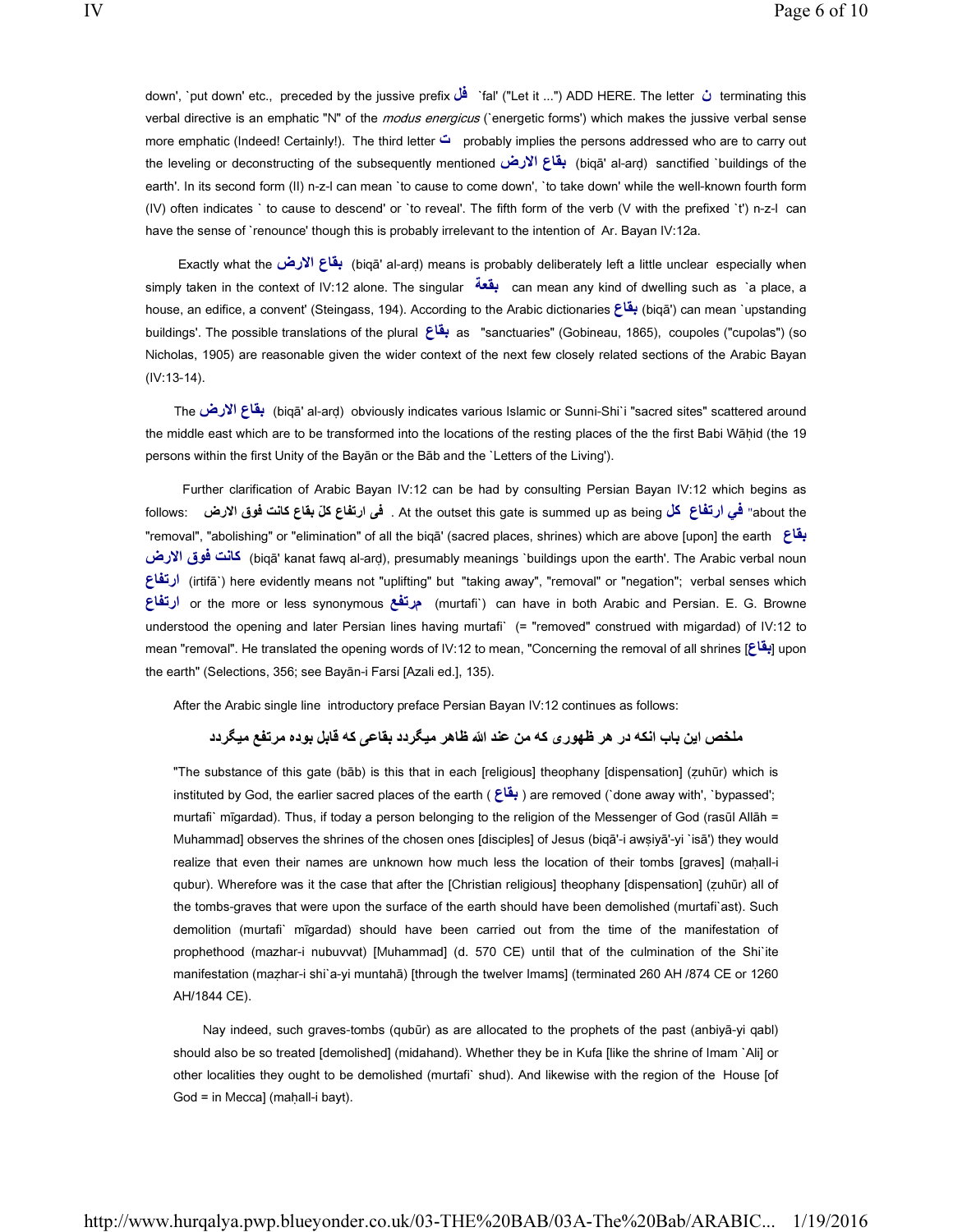down', `put down' etc., preceded by the jussive prefix فل `fal' ("Let it ...") ADD HERE. The letter ن terminating this verbal directive is an emphatic "N" of the *modus energicus* (`energetic forms') which makes the jussive verbal sense more emphatic (Indeed! Certainly!). The third letter ت probably implies the persons addressed who are to carry out the leveling or deconstructing of the subsequently mentioned بقاع الارض (biqā' al-arḍ) sanctified `buildings of the earth'. In its second form (II) n-z-l can mean `to cause to come down', `to take down' while the well-known fourth form (IV) often indicates ` to cause to descend' or `to reveal'. The fifth form of the verb (V with the prefixed `t') n-z-l can have the sense of `renounce' though this is probably irrelevant to the intention of Ar. Bayan IV:12a.

Exactly what the بقاع الارض (biqā' al-arḍ) means is probably deliberately left a little unclear especially when simply taken in the context of IV:12 alone. The singular بقعة can mean any kind of dwelling such as `a place, a house, an edifice, a convent' (Steingass, 194). According to the Arabic dictionaries بقاع (biqā') can mean `upstanding buildings'. The possible translations of the plural بقاع as "sanctuaries" (Gobineau, 1865), coupoles ("cupolas") (so Nicholas, 1905) are reasonable given the wider context of the next few closely related sections of the Arabic Bayan (IV:13-14).

The بقاع الارض (biqā' al-arḍ) obviously indicates various Islamic or Sunni-Shi`i "sacred sites" scattered around the middle east which are to be transformed into the locations of the resting places of the the first Babi Wāḥid (the 19 persons within the first Unity of the Bayān or the Bāb and the `Letters of the Living').

Further clarification of Arabic Bayan IV:12 can be had by consulting Persian Bayan IV:12 which begins as follows: فی ارتفاع کلّ بقاع کانت فوق الارض . At the outset this gate is summed up as being في ارتفاع كل "about the "removal", "abolishing" or "elimination" of all the biqā' (sacred places, shrines) which are above [upon] the earth بقاع كانت فوق الارض (biqā' kanat fawq al-arḍ), presumably meanings `buildings upon the earth'. The Arabic verbal noun ارتفاع (irtifā`) here evidently means not "uplifting" but "taking away", "removal" or "negation"; verbal senses which ارتفاع or the more or less synonymous مرتفع (murtafi`) can have in both Arabic and Persian. E. G. Browne understood the opening and later Persian lines having murtafi` (= "removed" construed with migardad) of IV:12 to mean "removal". He translated the opening words of IV:12 to mean, "Concerning the removal of all shrines [بقاع] upon the earth" (Selections, 356; see Bayān-i Farsi [Azali ed.], 135).

After the Arabic single line introductory preface Persian Bayan IV:12 continues as follows:

ملخص این باب انکه در هر ظهوری که من عند الله ظاهر میگردد بقاعی که قابل بوده مرتفع میگردد

"The substance of this gate (bāb) is this that in each [religious] theophany [dispensation] (ẓuhūr) which is instituted by God, the earlier sacred places of the earth ( بقاع ) are removed (`done away with', `bypassed'; murtafi` mīgardad). Thus, if today a person belonging to the religion of the Messenger of God (rasūl Allāh = Muhammad] observes the shrines of the chosen ones [disciples] of Jesus (biqā'-i awṣiyā'-yi `isā') they would realize that even their names are unknown how much less the location of their tombs [graves] (maḥall-i qubur). Wherefore was it the case that after the [Christian religious] theophany [dispensation] (ẓuhūr) all of the tombs-graves that were upon the surface of the earth should have been demolished (murtafi`ast). Such demolition (murtafi` mīgardad) should have been carried out from the time of the manifestation of prophethood (mazhar-i nubuvvat) [Muhammad] (d. 570 CE) until that of the culmination of the Shi`ite manifestation (maẓhar-i shi`a-yi muntahā) [through the twelver Imams] (terminated 260 AH /874 CE or 1260 AH/1844 CE).

Nay indeed, such graves-tombs (qubūr) as are allocated to the prophets of the past (anbiyā-yi qabl) should also be so treated [demolished] (midahand). Whether they be in Kufa [like the shrine of Imam `Ali] or other localities they ought to be demolished (murtafi` shud). And likewise with the region of the House [of God = in Mecca] (maḥall-i bayt).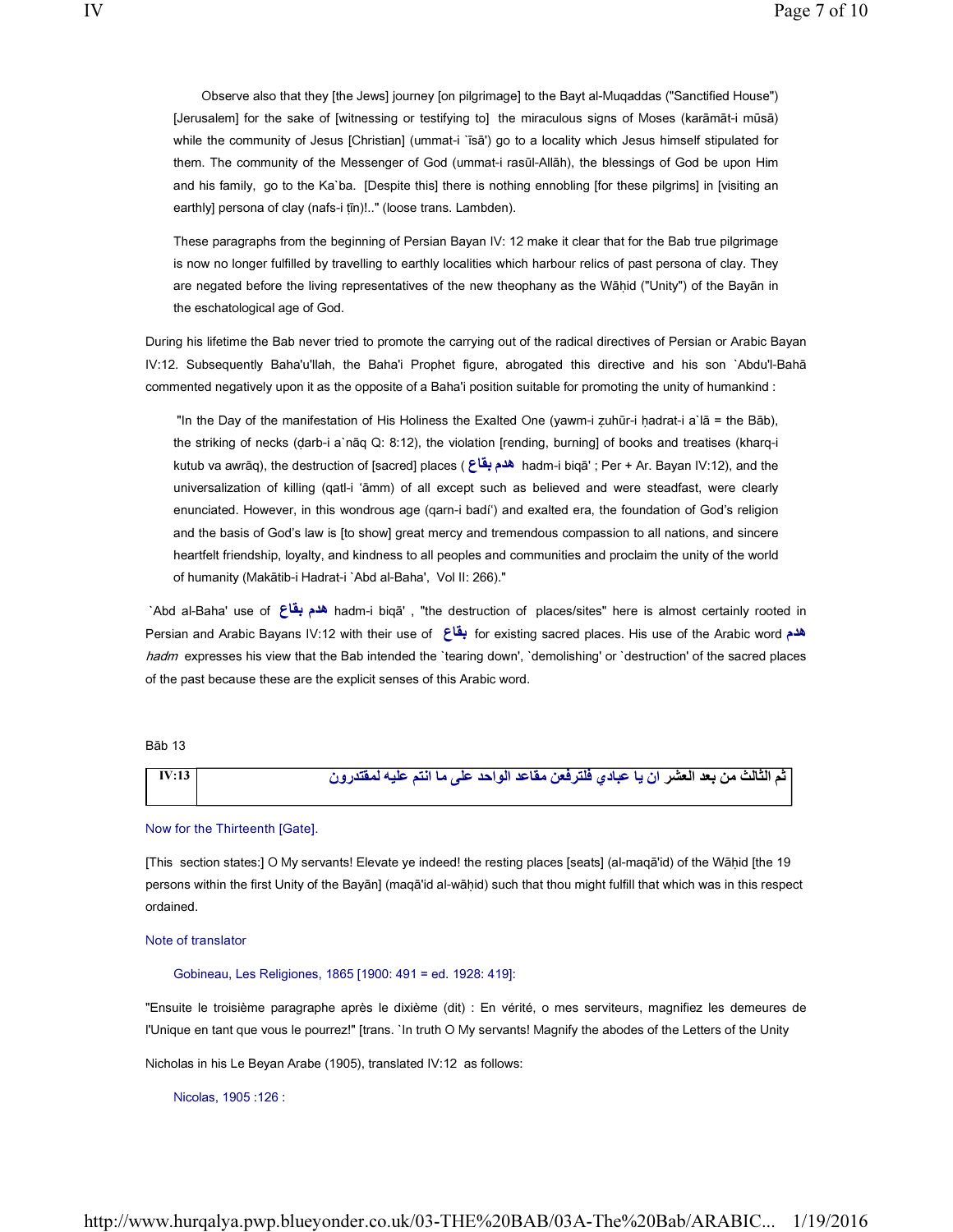Observe also that they [the Jews] journey [on pilgrimage] to the Bayt al-Muqaddas ("Sanctified House") [Jerusalem] for the sake of [witnessing or testifying to] the miraculous signs of Moses (karāmāt-i mūsā) while the community of Jesus [Christian] (ummat-i `īsā') go to a locality which Jesus himself stipulated for them. The community of the Messenger of God (ummat-i rasūl-Allāh), the blessings of God be upon Him and his family, go to the Ka`ba. [Despite this] there is nothing ennobling [for these pilgrims] in [visiting an earthly] persona of clay (nafs-i ṭīn)!.." (loose trans. Lambden).

These paragraphs from the beginning of Persian Bayan IV: 12 make it clear that for the Bab true pilgrimage is now no longer fulfilled by travelling to earthly localities which harbour relics of past persona of clay. They are negated before the living representatives of the new theophany as the Wāḥid ("Unity") of the Bayān in the eschatological age of God.

During his lifetime the Bab never tried to promote the carrying out of the radical directives of Persian or Arabic Bayan IV:12. Subsequently Baha'u'llah, the Baha'i Prophet figure, abrogated this directive and his son `Abdu'l-Bahā commented negatively upon it as the opposite of a Baha'i position suitable for promoting the unity of humankind :

> "In the Day of the manifestation of His Holiness the Exalted One (yawm-i ẓuhūr-i ḥadrat-i a`lā = the Bāb), the striking of necks (ḍarb-i a`nāq Q: 8:12), the violation [rending, burning] of books and treatises (kharq-i kutub va awrāq), the destruction of [sacred] places ( هدم بقاع hadm-i biqā' ; Per + Ar. Bayan IV:12), and the universalization of killing (qatl-i 'āmm) of all except such as believed and were steadfast, were clearly enunciated. However, in this wondrous age (qarn-i badí') and exalted era, the foundation of God's religion and the basis of God's law is [to show] great mercy and tremendous compassion to all nations, and sincere heartfelt friendship, loyalty, and kindness to all peoples and communities and proclaim the unity of the world of humanity (Makātib-i Hadrat-i `Abd al-Baha', Vol II: 266)."

`Abd al-Baha' use of هدم بقاع hadm-i biqā' , "the destruction of places/sites" here is almost certainly rooted in Persian and Arabic Bayans IV:12 with their use of بقاع for existing sacred places. His use of the Arabic word هدم *hadm* expresses his view that the Bab intended the `tearing down', `demolishing' or `destruction' of the sacred places of the past because these are the explicit senses of this Arabic word.

Bāb 13

| IV:13 | ثم الثالث من بعد العشر ان يا عبادي فلترفعن مقاعد الواحد على ما انتم عليه لمقتدرون |
|---|---|

Now for the Thirteenth [Gate].

[This section states:] O My servants! Elevate ye indeed! the resting places [seats] (al-maqā'id) of the Wāḥid [the 19 persons within the first Unity of the Bayān] (maqā'id al-wāḥid) such that thou might fulfill that which was in this respect ordained.

Note of translator

Gobineau, Les Religiones, 1865 [1900: 491 = ed. 1928: 419]:

"Ensuite le troisième paragraphe après le dixième (dit) : En vérité, o mes serviteurs, magnifiez les demeures de l'Unique en tant que vous le pourrez!" [trans. `In truth O My servants! Magnify the abodes of the Letters of the Unity

Nicholas in his Le Beyan Arabe (1905), translated IV:12 as follows:

Nicolas, 1905 :126 :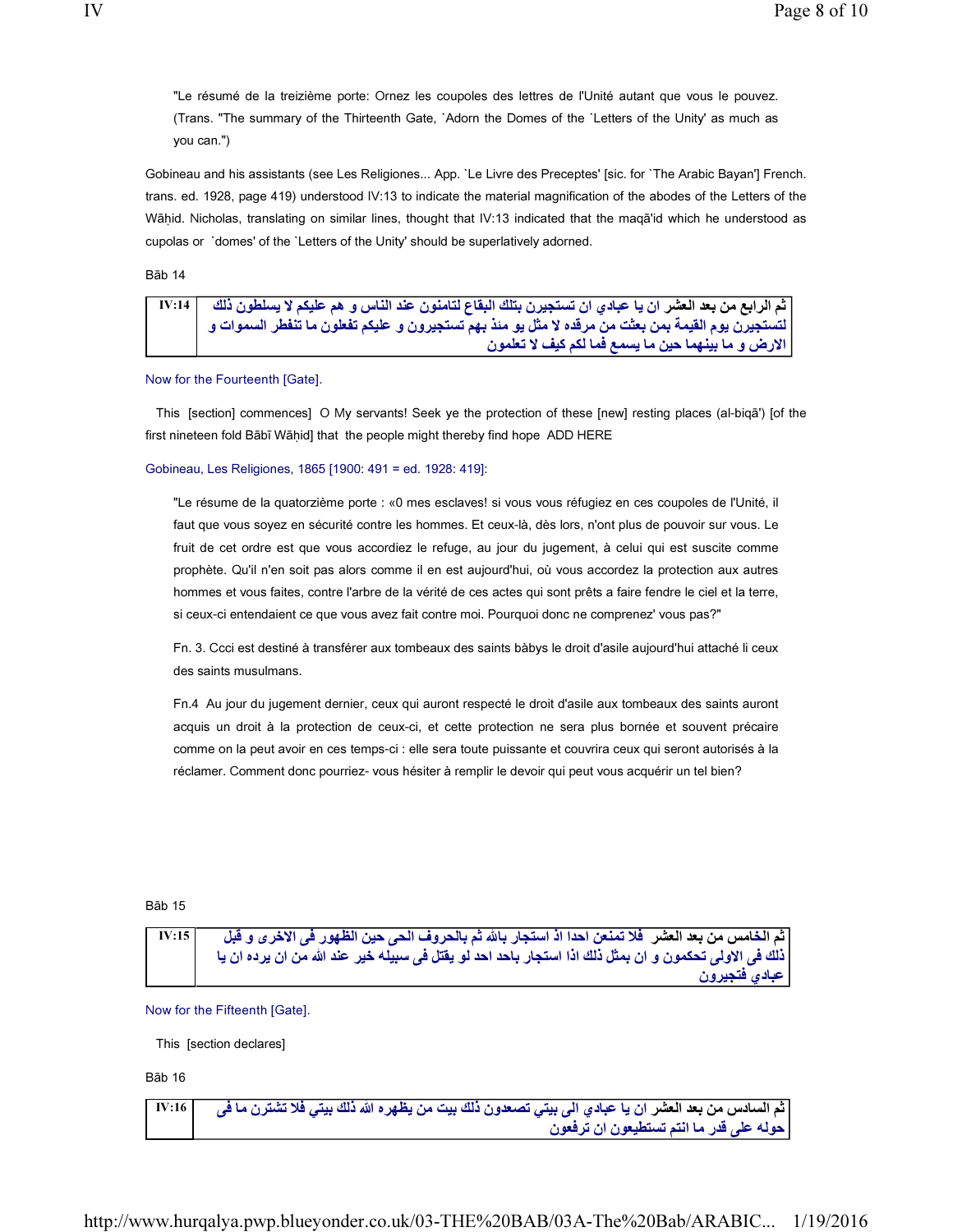"Le résumé de la treizième porte: Ornez les coupoles des lettres de l'Unité autant que vous le pouvez. (Trans. "The summary of the Thirteenth Gate, `Adorn the Domes of the `Letters of the Unity' as much as you can.")

Gobineau and his assistants (see Les Religiones... App. `Le Livre des Preceptes' [sic. for `The Arabic Bayan'] French. trans. ed. 1928, page 419) understood IV:13 to indicate the material magnification of the abodes of the Letters of the Wāḥid. Nicholas, translating on similar lines, thought that IV:13 indicated that the maqā'id which he understood as cupolas or `domes' of the `Letters of the Unity' should be superlatively adorned.

Bāb 14

| IV:14 | ثم الرابع من بعد العشر ان يا عبادي ان تستجيرن بتلك البقاع لتامنون عند الناس و هم عليكم لا يسلطون ذلك لتستجيرن يوم القيمة بمن بعثت من مرقده لا مثل يو منذ بهم تستجيرون و عليكم تفعلون ما تنفطر السموات و الارض و ما بينهما حين ما يسمع فما لكم كيف لا تعلمون |
|---|---|

Now for the Fourteenth [Gate].

This [section] commences] O My servants! Seek ye the protection of these [new] resting places (al-biqā') [of the first nineteen fold Bābī Wāḥid] that the people might thereby find hope ADD HERE

Gobineau, Les Religiones, 1865 [1900: 491 = ed. 1928: 419]:

"Le résume de la quatorzième porte : «0 mes esclaves! si vous vous réfugiez en ces coupoles de l'Unité, il faut que vous soyez en sécurité contre les hommes. Et ceux-là, dès lors, n'ont plus de pouvoir sur vous. Le fruit de cet ordre est que vous accordiez le refuge, au jour du jugement, à celui qui est suscite comme prophète. Qu'il n'en soit pas alors comme il en est aujourd'hui, où vous accordez la protection aux autres hommes et vous faites, contre l'arbre de la vérité de ces actes qui sont prêts a faire fendre le ciel et la terre, si ceux-ci entendaient ce que vous avez fait contre moi. Pourquoi donc ne comprenez' vous pas?"

Fn. 3. Ccci est destiné à transférer aux tombeaux des saints bàbys le droit d'asile aujourd'hui attaché li ceux des saints musulmans.

Fn.4 Au jour du jugement dernier, ceux qui auront respecté le droit d'asile aux tombeaux des saints auront acquis un droit à la protection de ceux-ci, et cette protection ne sera plus bornée et souvent précaire comme on la peut avoir en ces temps-ci : elle sera toute puissante et couvrira ceux qui seront autorisés à la réclamer. Comment donc pourriez- vous hésiter à remplir le devoir qui peut vous acquérir un tel bien?

Bāb 15

| IV:15 | ثم الخامس من بعد العشر فلا تمنعن احدا اذ استجار بالله ثم بالحروف الحى حين الظهور فى الاخرى و قبل ذلك فى الاولى تحكمون و ان بمثل ذلك اذا استجار باحد احد لو يقتل فى سبيله خير عند الله من ان يرده ان يا عبادي فتجيرون |
|---|---|

Now for the Fifteenth [Gate].

This [section declares]

Bāb 16

| IV:16 | ثم السادس من بعد العشر ان يا عبادي الى بيتي تصعدون ذلك بيت من يظهره الله ذلك بيتي فلا تشترن ما فى حوله على قدر ما انتم تستطيعون ان ترفعون |
|---|---|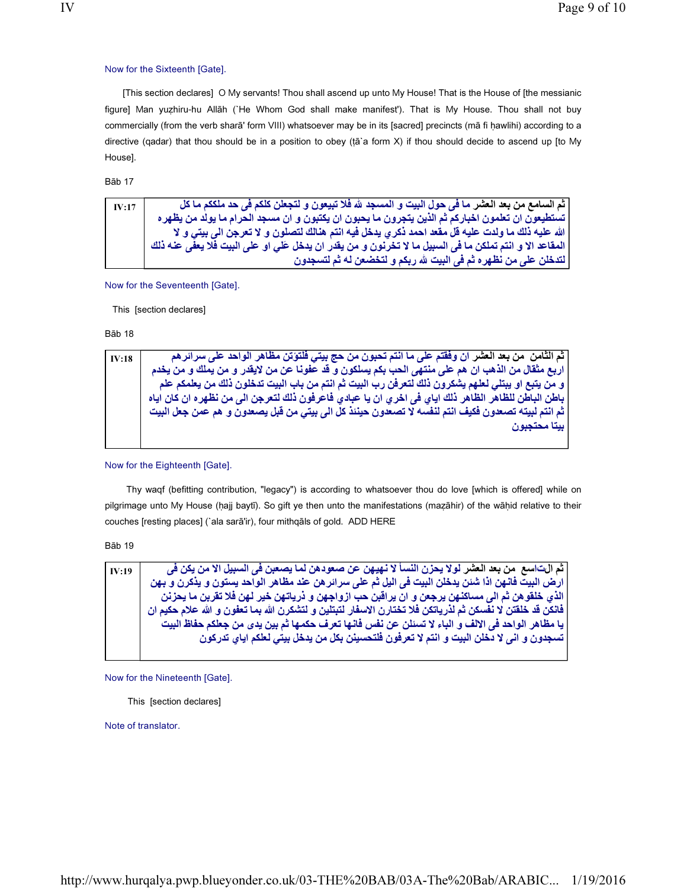Now for the Sixteenth [Gate].

[This section declares] O My servants! Thou shall ascend up unto My House! That is the House of [the messianic figure] Man yuẓhiru-hu Allāh (`He Whom God shall make manifest'). That is My House. Thou shall not buy commercially (from the verb sharā' form VIII) whatsoever may be in its [sacred] precincts (mā fi ḥawlihi) according to a directive (qadar) that thou should be in a position to obey (ṭā`a form X) if thou should decide to ascend up [to My House].

Bāb 17

| | |
|---|---|
| IV:17 | ثم السابع من بعد العشر ما فى حول البيت و المسجد لله فلا تبيعون و لتجعلن كلكم فى حد ملككم ما كل تستطيعون ان تعلمون اخباركم ثم الذين يتجرون ما يحبون ان يكتبون و ان مسجد الحرام ما يولد من يظهره الله عليه ذلك ما ولدت عليه قل مقعد احمد ذكري يدخل فيه انتم هنالك لتصلون و لا تعرجن الى بيتي و لا المقاعد الا و انتم تملكن ما فى السبيل ما لا تخزنون و من يقدر ان يدخل عَلَيّ او على البيت فلا يعفى عنه ذلك لتدخلن على من نظهره ثم فى البيت لله ربكم و لتخضعن له ثم لتسجدون |

Now for the Seventeenth [Gate].

This [section declares]

Bāb 18

| | |
|---|---|
| IV:18 | ثم الثامن من بعد العشر ان وفقتم على ما انتم تحبون من حج بيتي فلتؤتن مظاهر الواحد على سرائرهم اربع مثقال من الذهب ان هم على منتهى الحب بكم يسلكون و قد عفونا عن من لايقدر و من يملك و من يخدم و من يتبع او يبتلي لعلهم يشكرون ذلك لتعرفن رب البيت ثم انتم من باب البيت تدخلون ذلك من يعلمكم علم باطن الباطن للظاهر الظاهر ذلك اياي فى اخري ان يا عبادي فاعرفون ذلك لتعرجن الى من نظهره ان كان اياه ثم انتم لبيته تصعدون فكيف انتم لنفسه لا تصعدون حينئذ كل الى بيتي من قبل يصعدون و هم عمن جعل البيت بيتا محتجبون |

Now for the Eighteenth [Gate].

Thy waqf (befitting contribution, "legacy") is according to whatsoever thou do love [which is offered] while on pilgrimage unto My House (ḥajj baytī). So gift ye then unto the manifestations (maẓāhir) of the wāḥid relative to their couches [resting places] (`ala sarā'ir), four mithqāls of gold. ADD HERE

Bāb 19

| | |
|---|---|
| IV:19 | ثم التاسع من بعد العشر لولا يحزن النسأ لا نهيهن عن صعودهن لما يصعبن فى السبيل الا من يكن فى ارض البيت فانهن اذا شئن يدخلن البيت فى اليل ثم على سرائرهن عند مظاهر الواحد يستون و يذكرن و بهن الذي خلقوهن ثم الى مساكنهن يرجعن و ان يراقبن حب ازواجهن و ذرياتهن خير لهن فلا تقربن ما يحزنن فانكن قد خلقتن لا نفسكن ثم لذرياتكن فلا تختارن الاسفار لتبتلين و لتشكرن الله بما تعفون و الله علام حكيم ان يا مظاهر الواحد فى الالف و الباء لا تسئلن عن نفس فانها تعرف حكمها ثم بين يدى من جعلكم حفاظ البيت تسجدون و انى لا دخلن البيت و انتم لا تعرفون فلتحسينن بكل من يدخل بيتي لعلكم اياي تدركون |

Now for the Nineteenth [Gate].

This [section declares]

Note of translator.